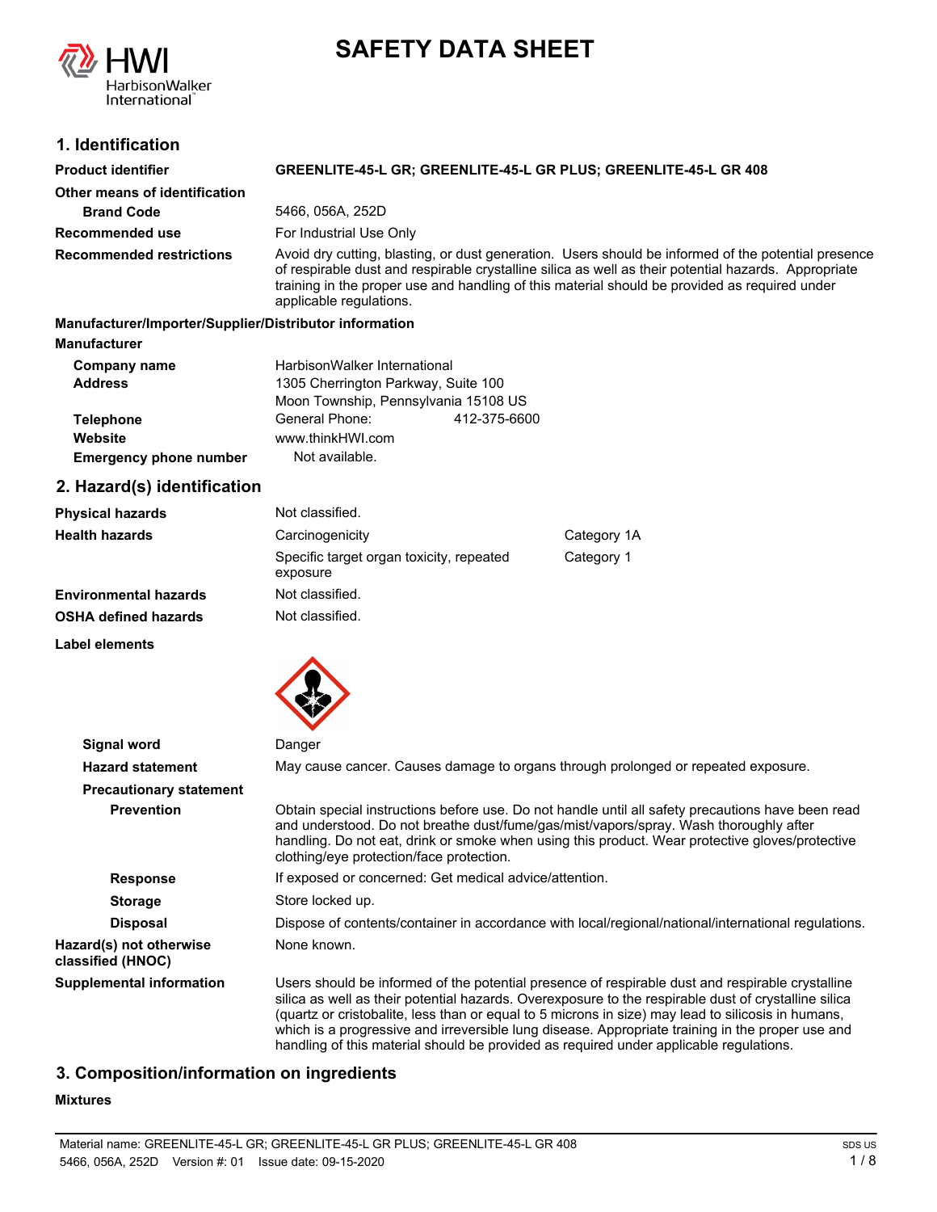# SAFETY DATA SHEET

## 1. Identification

| | |
|---|---|
| **Product identifier** | **GREENLITE-45-L GR; GREENLITE-45-L GR PLUS; GREENLITE-45-L GR 408** |
| **Other means of identification** | |
| **Brand Code** | 5466, 056A, 252D |
| **Recommended use** | For Industrial Use Only |
| **Recommended restrictions** | Avoid dry cutting, blasting, or dust generation. Users should be informed of the potential presence of respirable dust and respirable crystalline silica as well as their potential hazards. Appropriate training in the proper use and handling of this material should be provided as required under applicable regulations. |

**Manufacturer/Importer/Supplier/Distributor information**

**Manufacturer**

| | |
|---|---|
| **Company name** | HarbisonWalker International |
| **Address** | 1305 Cherrington Parkway, Suite 100<br>Moon Township, Pennsylvania 15108 US |
| **Telephone** | General Phone: 412-375-6600 |
| **Website** | www.thinkHWI.com |
| **Emergency phone number** | Not available. |

## 2. Hazard(s) identification

| | | |
|---|---|---|
| **Physical hazards** | Not classified. | |
| **Health hazards** | Carcinogenicity | Category 1A |
| | Specific target organ toxicity, repeated exposure | Category 1 |
| **Environmental hazards** | Not classified. | |
| **OSHA defined hazards** | Not classified. | |

**Label elements**

| | |
|---|---|
| **Signal word** | Danger |
| **Hazard statement** | May cause cancer. Causes damage to organs through prolonged or repeated exposure. |
| **Precautionary statement** | |
| **Prevention** | Obtain special instructions before use. Do not handle until all safety precautions have been read and understood. Do not breathe dust/fume/gas/mist/vapors/spray. Wash thoroughly after handling. Do not eat, drink or smoke when using this product. Wear protective gloves/protective clothing/eye protection/face protection. |
| **Response** | If exposed or concerned: Get medical advice/attention. |
| **Storage** | Store locked up. |
| **Disposal** | Dispose of contents/container in accordance with local/regional/national/international regulations. |
| **Hazard(s) not otherwise classified (HNOC)** | None known. |
| **Supplemental information** | Users should be informed of the potential presence of respirable dust and respirable crystalline silica as well as their potential hazards. Overexposure to the respirable dust of crystalline silica (quartz or cristobalite, less than or equal to 5 microns in size) may lead to silicosis in humans, which is a progressive and irreversible lung disease. Appropriate training in the proper use and handling of this material should be provided as required under applicable regulations. |

## 3. Composition/information on ingredients

**Mixtures**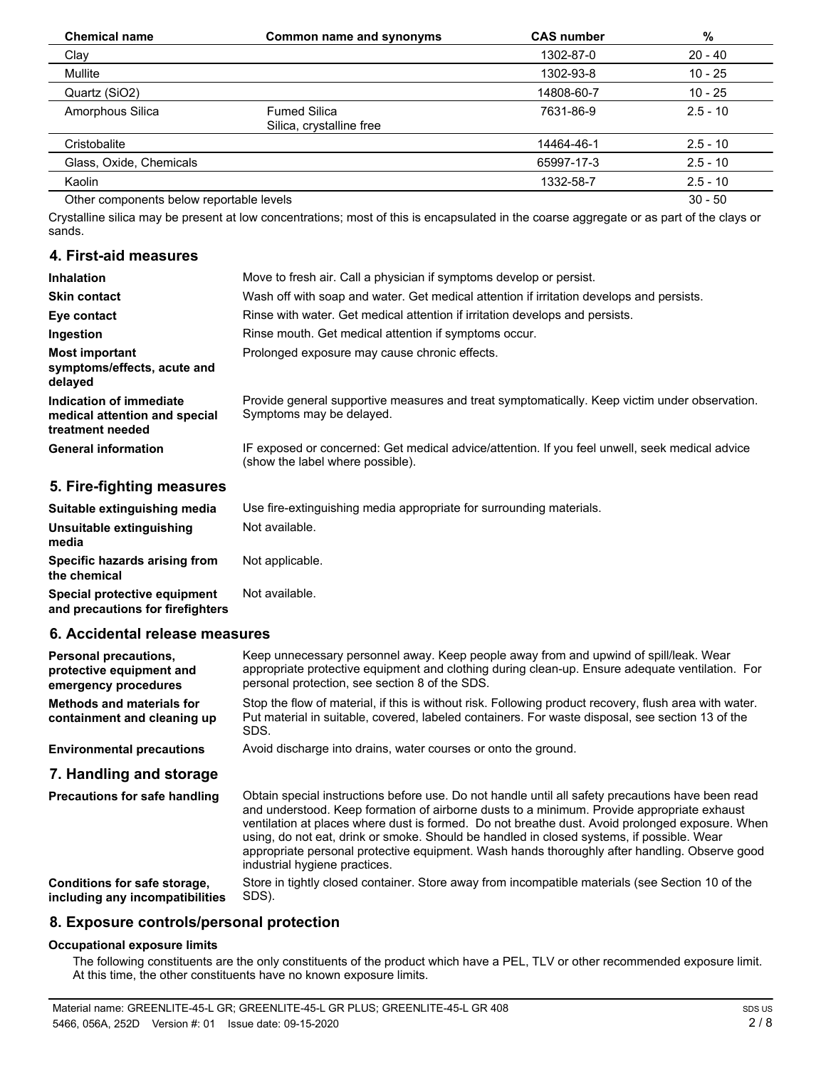| Chemical name | Common name and synonyms | CAS number | % |
| --- | --- | --- | --- |
| Clay | | 1302-87-0 | 20 - 40 |
| Mullite | | 1302-93-8 | 10 - 25 |
| Quartz ($SiO_2$) | | 14808-60-7 | 10 - 25 |
| Amorphous Silica | Fumed Silica<br>Silica, crystalline free | 7631-86-9 | 2.5 - 10 |
| Cristobalite | | 14464-46-1 | 2.5 - 10 |
| Glass, Oxide, Chemicals | | 65997-17-3 | 2.5 - 10 |
| Kaolin | | 1332-58-7 | 2.5 - 10 |
| Other components below reportable levels | | | 30 - 50 |

Crystalline silica may be present at low concentrations; most of this is encapsulated in the coarse aggregate or as part of the clays or sands.

## 4. First-aid measures

**Inhalation** Move to fresh air. Call a physician if symptoms develop or persist.

**Skin contact** Wash off with soap and water. Get medical attention if irritation develops and persists.

**Eye contact** Rinse with water. Get medical attention if irritation develops and persists.

**Ingestion** Rinse mouth. Get medical attention if symptoms occur.

**Most important symptoms/effects, acute and delayed** Prolonged exposure may cause chronic effects.

**Indication of immediate medical attention and special treatment needed** Provide general supportive measures and treat symptomatically. Keep victim under observation. Symptoms may be delayed.

**General information** IF exposed or concerned: Get medical advice/attention. If you feel unwell, seek medical advice (show the label where possible).

## 5. Fire-fighting measures

**Suitable extinguishing media** Use fire-extinguishing media appropriate for surrounding materials.

**Unsuitable extinguishing media** Not available.

**Specific hazards arising from the chemical** Not applicable.

**Special protective equipment and precautions for firefighters** Not available.

## 6. Accidental release measures

**Personal precautions, protective equipment and emergency procedures** Keep unnecessary personnel away. Keep people away from and upwind of spill/leak. Wear appropriate protective equipment and clothing during clean-up. Ensure adequate ventilation. For personal protection, see section 8 of the SDS.

**Methods and materials for containment and cleaning up** Stop the flow of material, if this is without risk. Following product recovery, flush area with water. Put material in suitable, covered, labeled containers. For waste disposal, see section 13 of the SDS.

**Environmental precautions** Avoid discharge into drains, water courses or onto the ground.

## 7. Handling and storage

**Precautions for safe handling** Obtain special instructions before use. Do not handle until all safety precautions have been read and understood. Keep formation of airborne dusts to a minimum. Provide appropriate exhaust ventilation at places where dust is formed. Do not breathe dust. Avoid prolonged exposure. When using, do not eat, drink or smoke. Should be handled in closed systems, if possible. Wear appropriate personal protective equipment. Wash hands thoroughly after handling. Observe good industrial hygiene practices.

**Conditions for safe storage, including any incompatibilities** Store in tightly closed container. Store away from incompatible materials (see Section 10 of the SDS).

## 8. Exposure controls/personal protection

### Occupational exposure limits

The following constituents are the only constituents of the product which have a PEL, TLV or other recommended exposure limit. At this time, the other constituents have no known exposure limits.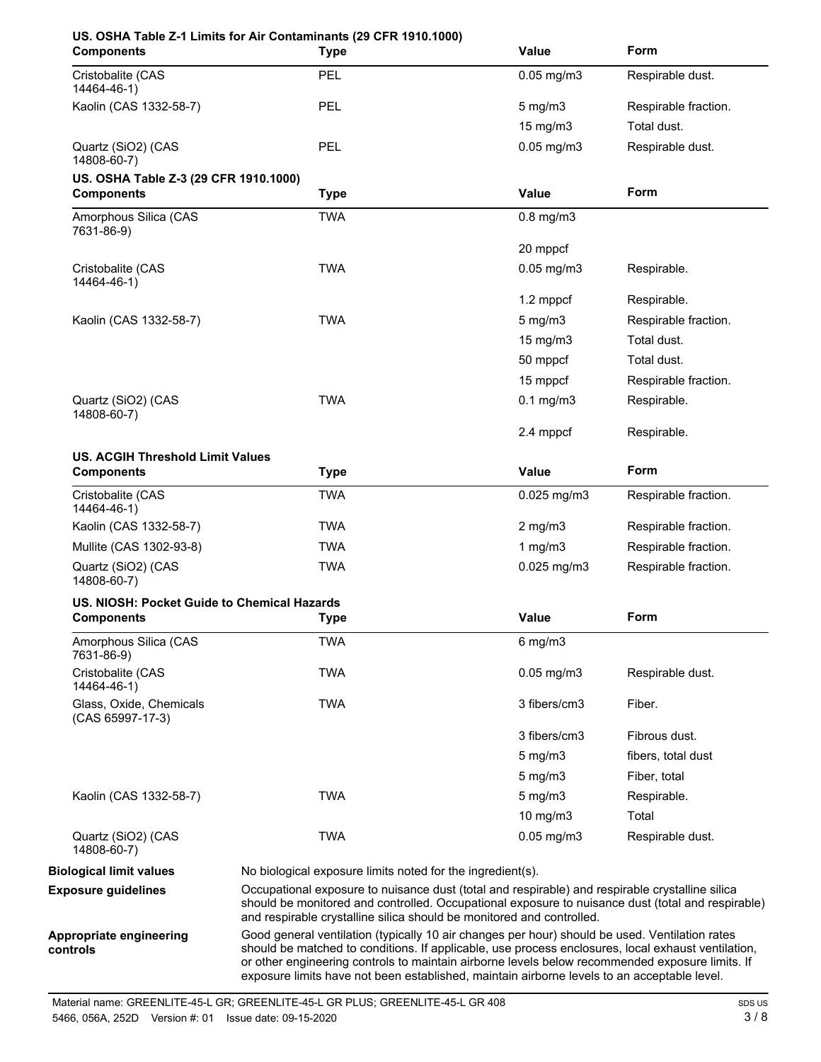**US. OSHA Table Z-1 Limits for Air Contaminants (29 CFR 1910.1000)**

| Components | Type | Value | Form |
|---|---|---|---|
| Cristobalite (CAS 14464-46-1) | PEL | 0.05 mg/m3 | Respirable dust. |
| Kaolin (CAS 1332-58-7) | PEL | 5 mg/m3 | Respirable fraction. |
| | | 15 mg/m3 | Total dust. |
| Quartz (SiO2) (CAS 14808-60-7) | PEL | 0.05 mg/m3 | Respirable dust. |

**US. OSHA Table Z-3 (29 CFR 1910.1000)**

| Components | Type | Value | Form |
|---|---|---|---|
| Amorphous Silica (CAS 7631-86-9) | TWA | 0.8 mg/m3 | |
| | | 20 mppcf | |
| Cristobalite (CAS 14464-46-1) | TWA | 0.05 mg/m3 | Respirable. |
| | | 1.2 mppcf | Respirable. |
| Kaolin (CAS 1332-58-7) | TWA | 5 mg/m3 | Respirable fraction. |
| | | 15 mg/m3 | Total dust. |
| | | 50 mppcf | Total dust. |
| | | 15 mppcf | Respirable fraction. |
| Quartz (SiO2) (CAS 14808-60-7) | TWA | 0.1 mg/m3 | Respirable. |
| | | 2.4 mppcf | Respirable. |

**US. ACGIH Threshold Limit Values**

| Components | Type | Value | Form |
|---|---|---|---|
| Cristobalite (CAS 14464-46-1) | TWA | 0.025 mg/m3 | Respirable fraction. |
| Kaolin (CAS 1332-58-7) | TWA | 2 mg/m3 | Respirable fraction. |
| Mullite (CAS 1302-93-8) | TWA | 1 mg/m3 | Respirable fraction. |
| Quartz (SiO2) (CAS 14808-60-7) | TWA | 0.025 mg/m3 | Respirable fraction. |

**US. NIOSH: Pocket Guide to Chemical Hazards**

| Components | Type | Value | Form |
|---|---|---|---|
| Amorphous Silica (CAS 7631-86-9) | TWA | 6 mg/m3 | |
| Cristobalite (CAS 14464-46-1) | TWA | 0.05 mg/m3 | Respirable dust. |
| Glass, Oxide, Chemicals (CAS 65997-17-3) | TWA | 3 fibers/cm3 | Fiber. |
| | | 3 fibers/cm3 | Fibrous dust. |
| | | 5 mg/m3 | fibers, total dust |
| | | 5 mg/m3 | Fiber, total |
| Kaolin (CAS 1332-58-7) | TWA | 5 mg/m3 | Respirable. |
| | | 10 mg/m3 | Total |
| Quartz (SiO2) (CAS 14808-60-7) | TWA | 0.05 mg/m3 | Respirable dust. |

**Biological limit values**
No biological exposure limits noted for the ingredient(s).

**Exposure guidelines**
Occupational exposure to nuisance dust (total and respirable) and respirable crystalline silica should be monitored and controlled. Occupational exposure to nuisance dust (total and respirable) and respirable crystalline silica should be monitored and controlled.

**Appropriate engineering controls**
Good general ventilation (typically 10 air changes per hour) should be used. Ventilation rates should be matched to conditions. If applicable, use process enclosures, local exhaust ventilation, or other engineering controls to maintain airborne levels below recommended exposure limits. If exposure limits have not been established, maintain airborne levels to an acceptable level.

Material name: GREENLITE-45-L GR; GREENLITE-45-L GR PLUS; GREENLITE-45-L GR 408
5466, 056A, 252D Version #: 01 Issue date: 09-15-2020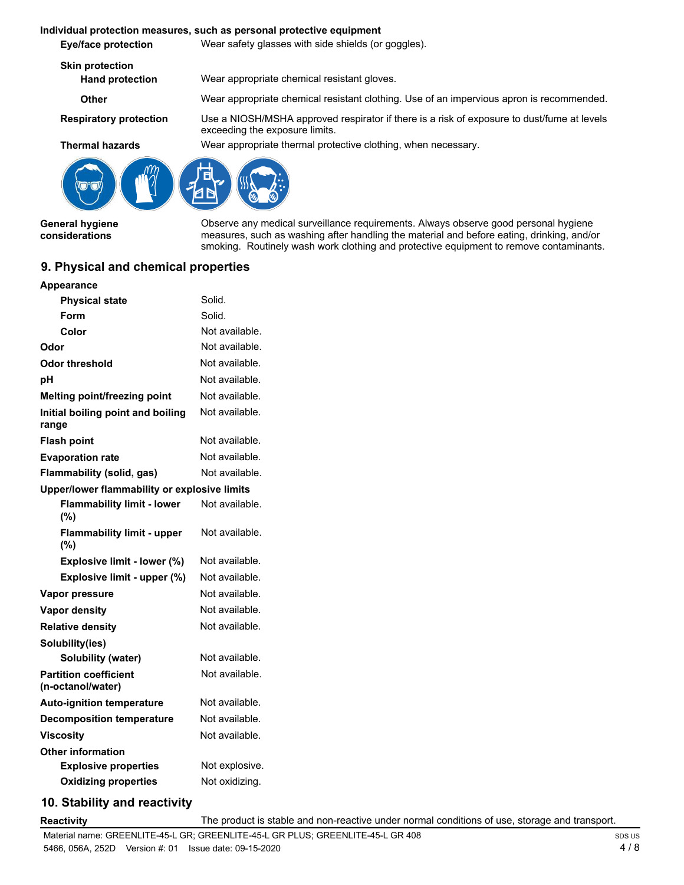**Individual protection measures, such as personal protective equipment**

| | |
|---|---|
| **Eye/face protection** | Wear safety glasses with side shields (or goggles). |
| **Skin protection** | |
| **Hand protection** | Wear appropriate chemical resistant gloves. |
| **Other** | Wear appropriate chemical resistant clothing. Use of an impervious apron is recommended. |
| **Respiratory protection** | Use a NIOSH/MSHA approved respirator if there is a risk of exposure to dust/fume at levels exceeding the exposure limits. |
| **Thermal hazards** | Wear appropriate thermal protective clothing, when necessary. |

**General hygiene considerations** Observe any medical surveillance requirements. Always observe good personal hygiene measures, such as washing after handling the material and before eating, drinking, and/or smoking. Routinely wash work clothing and protective equipment to remove contaminants.

## 9. Physical and chemical properties

| | |
|---|---|
| **Appearance** | |
| **Physical state** | Solid. |
| **Form** | Solid. |
| **Color** | Not available. |
| **Odor** | Not available. |
| **Odor threshold** | Not available. |
| **pH** | Not available. |
| **Melting point/freezing point** | Not available. |
| **Initial boiling point and boiling range** | Not available. |
| **Flash point** | Not available. |
| **Evaporation rate** | Not available. |
| **Flammability (solid, gas)** | Not available. |
| **Upper/lower flammability or explosive limits** | |
| **Flammability limit - lower (%)** | Not available. |
| **Flammability limit - upper (%)** | Not available. |
| **Explosive limit - lower (%)** | Not available. |
| **Explosive limit - upper (%)** | Not available. |
| **Vapor pressure** | Not available. |
| **Vapor density** | Not available. |
| **Relative density** | Not available. |
| **Solubility(ies)** | |
| **Solubility (water)** | Not available. |
| **Partition coefficient (n-octanol/water)** | Not available. |
| **Auto-ignition temperature** | Not available. |
| **Decomposition temperature** | Not available. |
| **Viscosity** | Not available. |
| **Other information** | |
| **Explosive properties** | Not explosive. |
| **Oxidizing properties** | Not oxidizing. |

## 10. Stability and reactivity

**Reactivity** The product is stable and non-reactive under normal conditions of use, storage and transport.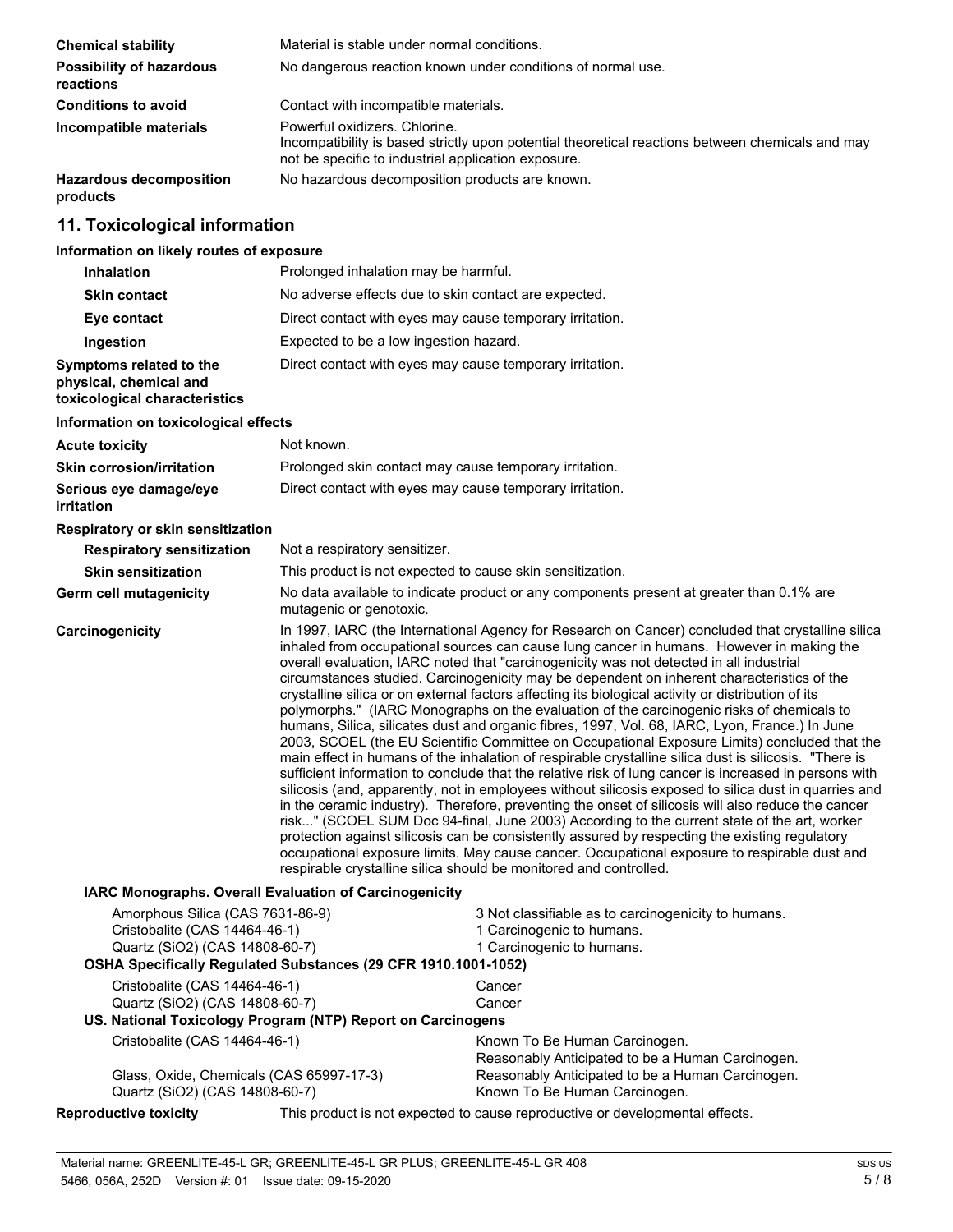| | |
|---|---|
| **Chemical stability** | Material is stable under normal conditions. |
| **Possibility of hazardous reactions** | No dangerous reaction known under conditions of normal use. |
| **Conditions to avoid** | Contact with incompatible materials. |
| **Incompatible materials** | Powerful oxidizers. Chlorine. Incompatibility is based strictly upon potential theoretical reactions between chemicals and may not be specific to industrial application exposure. |
| **Hazardous decomposition products** | No hazardous decomposition products are known. |

## 11. Toxicological information

**Information on likely routes of exposure**

| | |
|---|---|
| **Inhalation** | Prolonged inhalation may be harmful. |
| **Skin contact** | No adverse effects due to skin contact are expected. |
| **Eye contact** | Direct contact with eyes may cause temporary irritation. |
| **Ingestion** | Expected to be a low ingestion hazard. |
| **Symptoms related to the physical, chemical and toxicological characteristics** | Direct contact with eyes may cause temporary irritation. |

**Information on toxicological effects**

| | |
|---|---|
| **Acute toxicity** | Not known. |
| **Skin corrosion/irritation** | Prolonged skin contact may cause temporary irritation. |
| **Serious eye damage/eye irritation** | Direct contact with eyes may cause temporary irritation. |

**Respiratory or skin sensitization**

| | |
|---|---|
| **Respiratory sensitization** | Not a respiratory sensitizer. |
| **Skin sensitization** | This product is not expected to cause skin sensitization. |
| **Germ cell mutagenicity** | No data available to indicate product or any components present at greater than 0.1% are mutagenic or genotoxic. |
| **Carcinogenicity** | In 1997, IARC (the International Agency for Research on Cancer) concluded that crystalline silica inhaled from occupational sources can cause lung cancer in humans. However in making the overall evaluation, IARC noted that "carcinogenicity was not detected in all industrial circumstances studied. Carcinogenicity may be dependent on inherent characteristics of the crystalline silica or on external factors affecting its biological activity or distribution of its polymorphs." (IARC Monographs on the evaluation of the carcinogenic risks of chemicals to humans, Silica, silicates dust and organic fibres, 1997, Vol. 68, IARC, Lyon, France.) In June 2003, SCOEL (the EU Scientific Committee on Occupational Exposure Limits) concluded that the main effect in humans of the inhalation of respirable crystalline silica dust is silicosis. "There is sufficient information to conclude that the relative risk of lung cancer is increased in persons with silicosis (and, apparently, not in employees without silicosis exposed to silica dust in quarries and in the ceramic industry). Therefore, preventing the onset of silicosis will also reduce the cancer risk..." (SCOEL SUM Doc 94-final, June 2003) According to the current state of the art, worker protection against silicosis can be consistently assured by respecting the existing regulatory occupational exposure limits. May cause cancer. Occupational exposure to respirable dust and respirable crystalline silica should be monitored and controlled. |

**IARC Monographs. Overall Evaluation of Carcinogenicity**

| | |
|---|---|
| Amorphous Silica (CAS 7631-86-9) | 3 Not classifiable as to carcinogenicity to humans. |
| Cristobalite (CAS 14464-46-1) | 1 Carcinogenic to humans. |
| Quartz (SiO2) (CAS 14808-60-7) | 1 Carcinogenic to humans. |

**OSHA Specifically Regulated Substances (29 CFR 1910.1001-1052)**

| | |
|---|---|
| Cristobalite (CAS 14464-46-1) | Cancer |
| Quartz (SiO2) (CAS 14808-60-7) | Cancer |

**US. National Toxicology Program (NTP) Report on Carcinogens**

| | |
|---|---|
| Cristobalite (CAS 14464-46-1) | Known To Be Human Carcinogen. Reasonably Anticipated to be a Human Carcinogen. |
| Glass, Oxide, Chemicals (CAS 65997-17-3) | Reasonably Anticipated to be a Human Carcinogen. |
| Quartz (SiO2) (CAS 14808-60-7) | Known To Be Human Carcinogen. |

| | |
|---|---|
| **Reproductive toxicity** | This product is not expected to cause reproductive or developmental effects. |

Material name: GREENLITE-45-L GR; GREENLITE-45-L GR PLUS; GREENLITE-45-L GR 408
5466, 056A, 252D Version #: 01 Issue date: 09-15-2020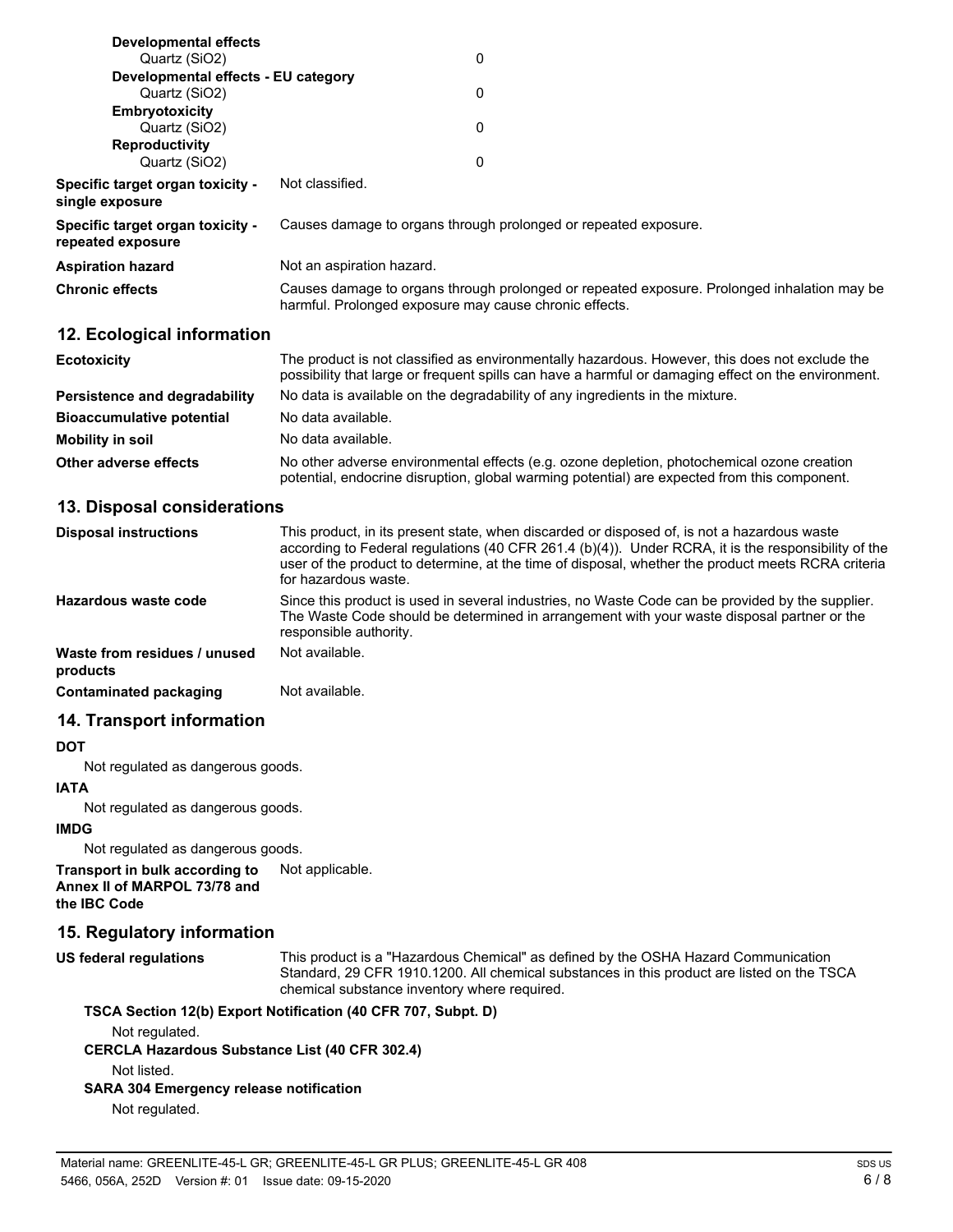| | |
|---|---|
| **Developmental effects** | |
| Quartz ($SiO_2$) | 0 |
| **Developmental effects - EU category** | |
| Quartz ($SiO_2$) | 0 |
| **Embryotoxicity** | |
| Quartz ($SiO_2$) | 0 |
| **Reproductivity** | |
| Quartz ($SiO_2$) | 0 |

**Specific target organ toxicity - single exposure** Not classified.

**Specific target organ toxicity - repeated exposure** Causes damage to organs through prolonged or repeated exposure.

**Aspiration hazard** Not an aspiration hazard.

**Chronic effects** Causes damage to organs through prolonged or repeated exposure. Prolonged inhalation may be harmful. Prolonged exposure may cause chronic effects.

## 12. Ecological information

**Ecotoxicity** The product is not classified as environmentally hazardous. However, this does not exclude the possibility that large or frequent spills can have a harmful or damaging effect on the environment.

**Persistence and degradability** No data is available on the degradability of any ingredients in the mixture.

**Bioaccumulative potential** No data available.

**Mobility in soil** No data available.

**Other adverse effects** No other adverse environmental effects (e.g. ozone depletion, photochemical ozone creation potential, endocrine disruption, global warming potential) are expected from this component.

## 13. Disposal considerations

**Disposal instructions** This product, in its present state, when discarded or disposed of, is not a hazardous waste according to Federal regulations (40 CFR 261.4 (b)(4)). Under RCRA, it is the responsibility of the user of the product to determine, at the time of disposal, whether the product meets RCRA criteria for hazardous waste.

**Hazardous waste code** Since this product is used in several industries, no Waste Code can be provided by the supplier. The Waste Code should be determined in arrangement with your waste disposal partner or the responsible authority.

**Waste from residues / unused products** Not available.

**Contaminated packaging** Not available.

## 14. Transport information

**DOT**

Not regulated as dangerous goods.

**IATA**

Not regulated as dangerous goods.

**IMDG**

Not regulated as dangerous goods.

**Transport in bulk according to Annex II of MARPOL 73/78 and the IBC Code** Not applicable.

## 15. Regulatory information

**US federal regulations** This product is a "Hazardous Chemical" as defined by the OSHA Hazard Communication Standard, 29 CFR 1910.1200. All chemical substances in this product are listed on the TSCA chemical substance inventory where required.

**TSCA Section 12(b) Export Notification (40 CFR 707, Subpt. D)**

Not regulated.

**CERCLA Hazardous Substance List (40 CFR 302.4)**

Not listed.

**SARA 304 Emergency release notification**

Not regulated.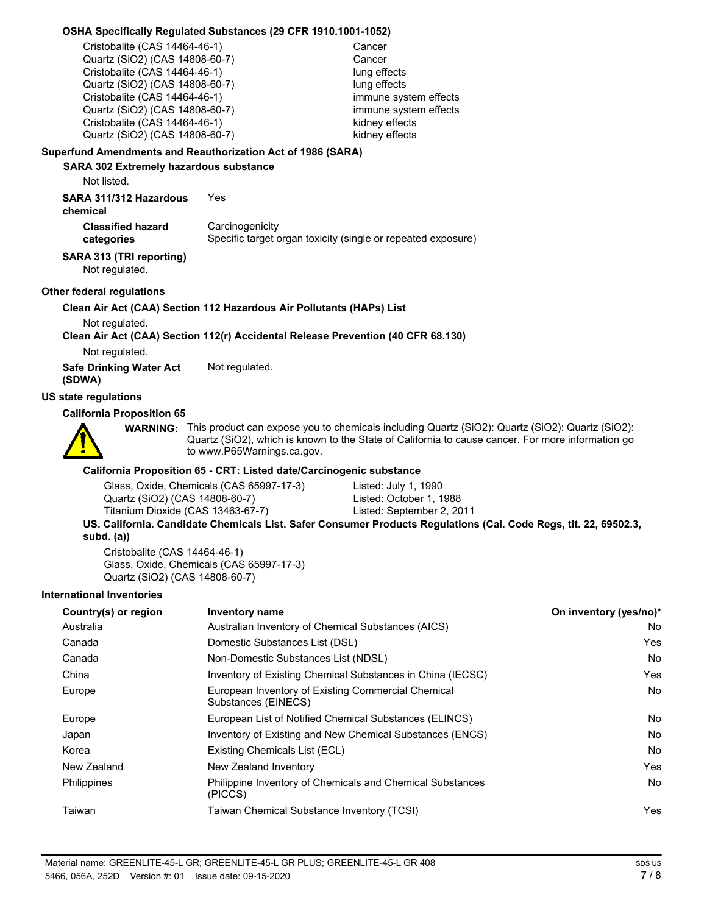**OSHA Specifically Regulated Substances (29 CFR 1910.1001-1052)**

| | |
|---|---|
| Cristobalite (CAS 14464-46-1) | Cancer |
| Quartz (SiO2) (CAS 14808-60-7) | Cancer |
| Cristobalite (CAS 14464-46-1) | lung effects |
| Quartz (SiO2) (CAS 14808-60-7) | lung effects |
| Cristobalite (CAS 14464-46-1) | immune system effects |
| Quartz (SiO2) (CAS 14808-60-7) | immune system effects |
| Cristobalite (CAS 14464-46-1) | kidney effects |
| Quartz (SiO2) (CAS 14808-60-7) | kidney effects |

**Superfund Amendments and Reauthorization Act of 1986 (SARA)**

**SARA 302 Extremely hazardous substance**

Not listed.

**SARA 311/312 Hazardous chemical** Yes

**Classified hazard categories** Carcinogenicity
Specific target organ toxicity (single or repeated exposure)

**SARA 313 (TRI reporting)**

Not regulated.

**Other federal regulations**

**Clean Air Act (CAA) Section 112 Hazardous Air Pollutants (HAPs) List**

Not regulated.

**Clean Air Act (CAA) Section 112(r) Accidental Release Prevention (40 CFR 68.130)**

Not regulated.

**Safe Drinking Water Act (SDWA)** Not regulated.

**US state regulations**

**California Proposition 65**

**WARNING:** This product can expose you to chemicals including Quartz (SiO2): Quartz (SiO2): Quartz (SiO2): Quartz (SiO2), which is known to the State of California to cause cancer. For more information go to www.P65Warnings.ca.gov.

**California Proposition 65 - CRT: Listed date/Carcinogenic substance**

| | |
|---|---|
| Glass, Oxide, Chemicals (CAS 65997-17-3) | Listed: July 1, 1990 |
| Quartz (SiO2) (CAS 14808-60-7) | Listed: October 1, 1988 |
| Titanium Dioxide (CAS 13463-67-7) | Listed: September 2, 2011 |

**US. California. Candidate Chemicals List. Safer Consumer Products Regulations (Cal. Code Regs, tit. 22, 69502.3, subd. (a))**

Cristobalite (CAS 14464-46-1)
Glass, Oxide, Chemicals (CAS 65997-17-3)
Quartz (SiO2) (CAS 14808-60-7)

**International Inventories**

| Country(s) or region | Inventory name | On inventory (yes/no)* |
|---|---|---|
| Australia | Australian Inventory of Chemical Substances (AICS) | No |
| Canada | Domestic Substances List (DSL) | Yes |
| Canada | Non-Domestic Substances List (NDSL) | No |
| China | Inventory of Existing Chemical Substances in China (IECSC) | Yes |
| Europe | European Inventory of Existing Commercial Chemical Substances (EINECS) | No |
| Europe | European List of Notified Chemical Substances (ELINCS) | No |
| Japan | Inventory of Existing and New Chemical Substances (ENCS) | No |
| Korea | Existing Chemicals List (ECL) | No |
| New Zealand | New Zealand Inventory | Yes |
| Philippines | Philippine Inventory of Chemicals and Chemical Substances (PICCS) | No |
| Taiwan | Taiwan Chemical Substance Inventory (TCSI) | Yes |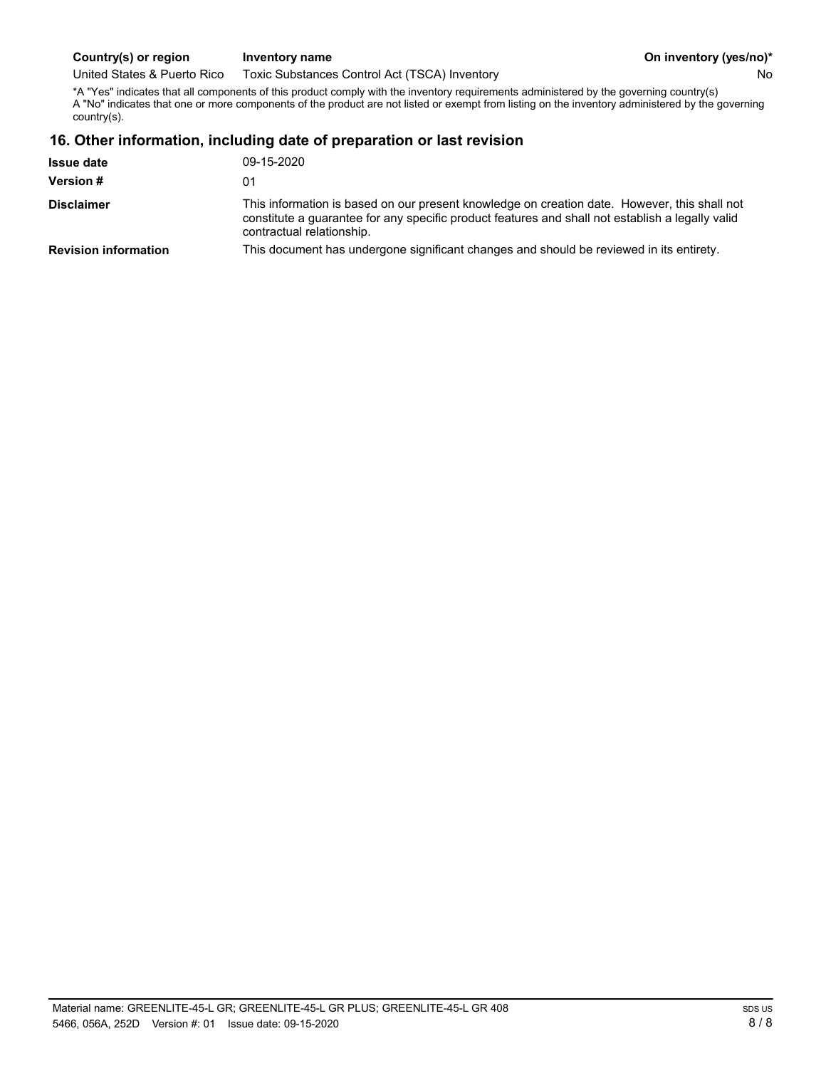| Country(s) or region | Inventory name | On inventory (yes/no)* |
| --- | --- | --- |
| United States & Puerto Rico | Toxic Substances Control Act (TSCA) Inventory | No |

*A "Yes" indicates that all components of this product comply with the inventory requirements administered by the governing country(s)
A "No" indicates that one or more components of the product are not listed or exempt from listing on the inventory administered by the governing country(s).

## 16. Other information, including date of preparation or last revision

| | |
| --- | --- |
| **Issue date** | 09-15-2020 |
| **Version #** | 01 |
| **Disclaimer** | This information is based on our present knowledge on creation date. However, this shall not constitute a guarantee for any specific product features and shall not establish a legally valid contractual relationship. |
| **Revision information** | This document has undergone significant changes and should be reviewed in its entirety. |